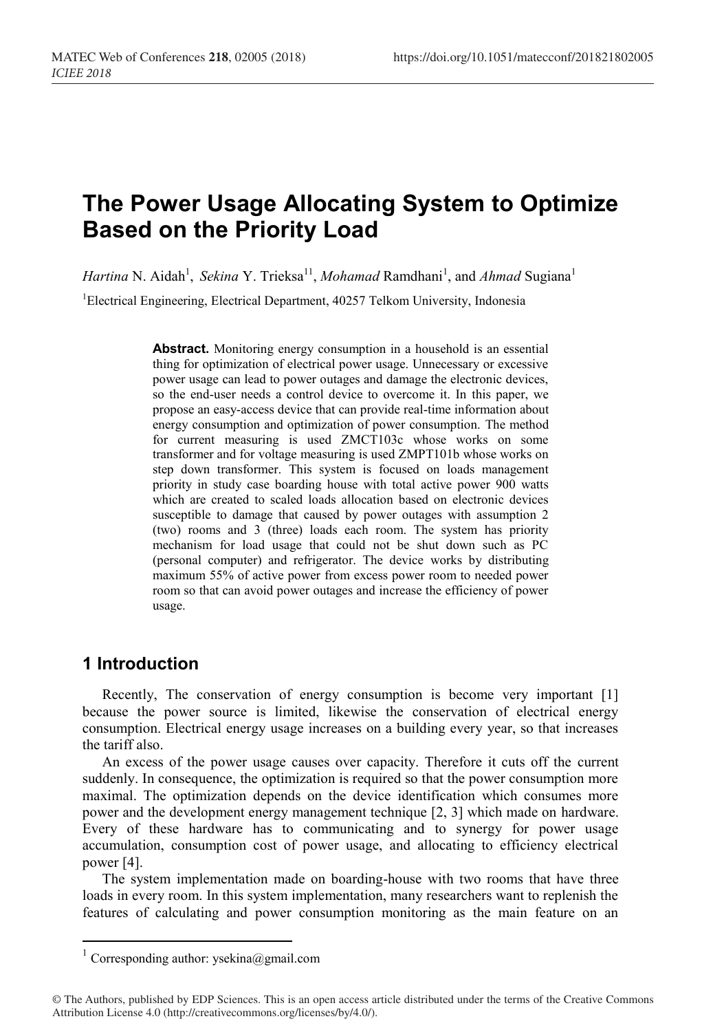# The Power Usage Allocating System to Optimize Based on the Priority Load

*Hartina* N. Aidah[1], *Sekina* Y. Trieksa[11], *Mohamad* Ramdhani[1], and *Ahmad* Sugiana[1]

[1]Electrical Engineering, Electrical Department, 40257 Telkom University, Indonesia

**Abstract.** Monitoring energy consumption in a household is an essential thing for optimization of electrical power usage. Unnecessary or excessive power usage can lead to power outages and damage the electronic devices, so the end-user needs a control device to overcome it. In this paper, we propose an easy-access device that can provide real-time information about energy consumption and optimization of power consumption. The method for current measuring is used ZMCT103c whose works on some transformer and for voltage measuring is used ZMPT101b whose works on step down transformer. This system is focused on loads management priority in study case boarding house with total active power 900 watts which are created to scaled loads allocation based on electronic devices susceptible to damage that caused by power outages with assumption 2 (two) rooms and 3 (three) loads each room. The system has priority mechanism for load usage that could not be shut down such as PC (personal computer) and refrigerator. The device works by distributing maximum 55% of active power from excess power room to needed power room so that can avoid power outages and increase the efficiency of power usage.

## 1 Introduction

Recently, The conservation of energy consumption is become very important [1] because the power source is limited, likewise the conservation of electrical energy consumption. Electrical energy usage increases on a building every year, so that increases the tariff also.

An excess of the power usage causes over capacity. Therefore it cuts off the current suddenly. In consequence, the optimization is required so that the power consumption more maximal. The optimization depends on the device identification which consumes more power and the development energy management technique [2, 3] which made on hardware. Every of these hardware has to communicating and to synergy for power usage accumulation, consumption cost of power usage, and allocating to efficiency electrical power [4].

The system implementation made on boarding-house with two rooms that have three loads in every room. In this system implementation, many researchers want to replenish the features of calculating and power consumption monitoring as the main feature on an

---

[1] Corresponding author: ysekina@gmail.com

© The Authors, published by EDP Sciences. This is an open access article distributed under the terms of the Creative Commons Attribution License 4.0 (http://creativecommons.org/licenses/by/4.0/).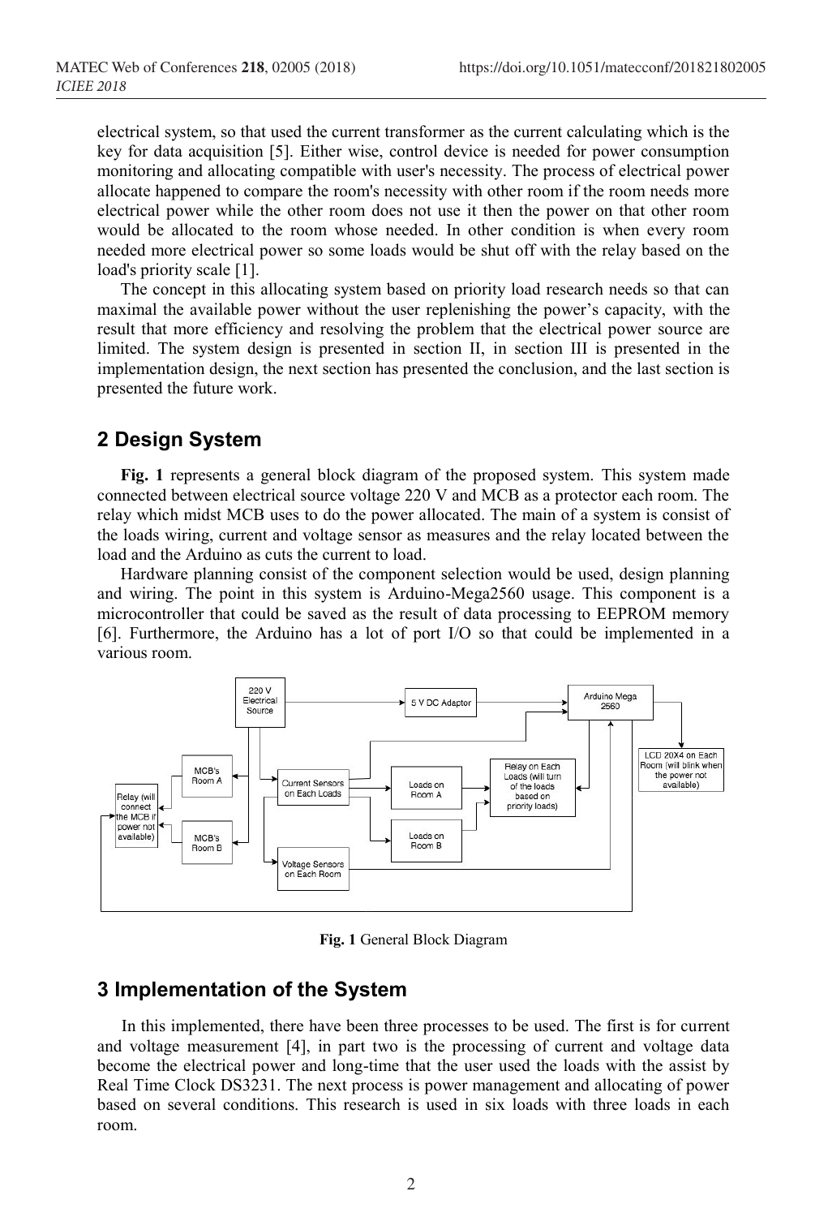electrical system, so that used the current transformer as the current calculating which is the key for data acquisition [5]. Either wise, control device is needed for power consumption monitoring and allocating compatible with user's necessity. The process of electrical power allocate happened to compare the room's necessity with other room if the room needs more electrical power while the other room does not use it then the power on that other room would be allocated to the room whose needed. In other condition is when every room needed more electrical power so some loads would be shut off with the relay based on the load's priority scale [1].

The concept in this allocating system based on priority load research needs so that can maximal the available power without the user replenishing the power's capacity, with the result that more efficiency and resolving the problem that the electrical power source are limited. The system design is presented in section II, in section III is presented in the implementation design, the next section has presented the conclusion, and the last section is presented the future work.

## 2 Design System

**Fig. 1** represents a general block diagram of the proposed system. This system made connected between electrical source voltage 220 V and MCB as a protector each room. The relay which midst MCB uses to do the power allocated. The main of a system is consist of the loads wiring, current and voltage sensor as measures and the relay located between the load and the Arduino as cuts the current to load.

Hardware planning consist of the component selection would be used, design planning and wiring. The point in this system is Arduino-Mega2560 usage. This component is a microcontroller that could be saved as the result of data processing to EEPROM memory [6]. Furthermore, the Arduino has a lot of port I/O so that could be implemented in a various room.

**Fig. 1** General Block Diagram

## 3 Implementation of the System

In this implemented, there have been three processes to be used. The first is for current and voltage measurement [4], in part two is the processing of current and voltage data become the electrical power and long-time that the user used the loads with the assist by Real Time Clock DS3231. The next process is power management and allocating of power based on several conditions. This research is used in six loads with three loads in each room.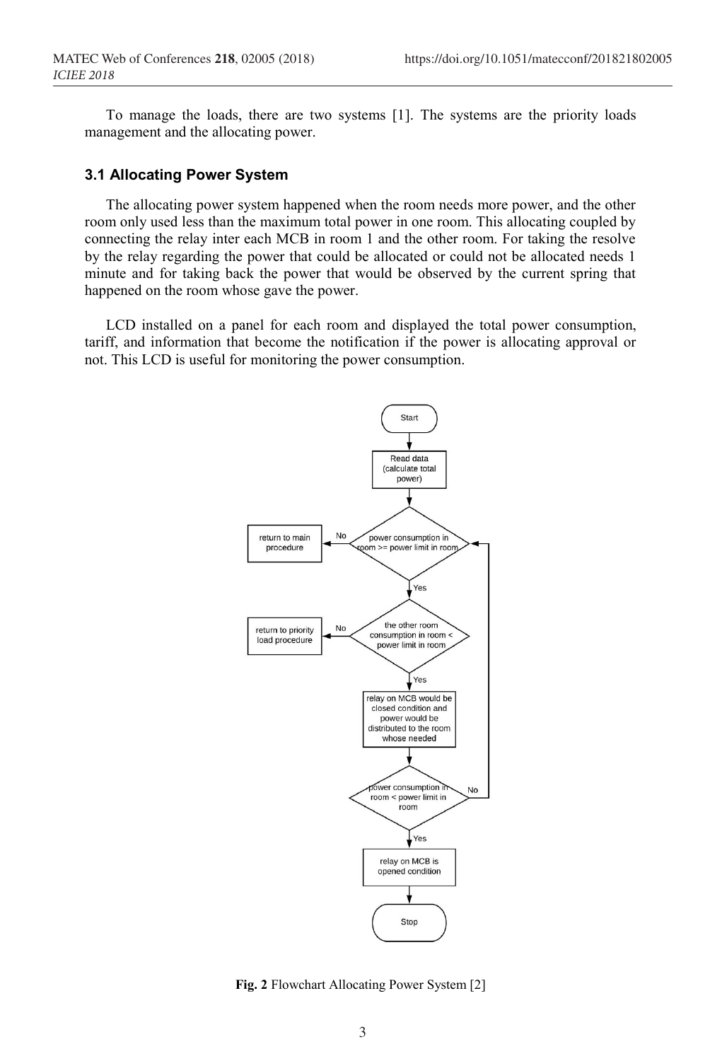To manage the loads, there are two systems [1]. The systems are the priority loads management and the allocating power.

### 3.1 Allocating Power System

The allocating power system happened when the room needs more power, and the other room only used less than the maximum total power in one room. This allocating coupled by connecting the relay inter each MCB in room 1 and the other room. For taking the resolve by the relay regarding the power that could be allocated or could not be allocated needs 1 minute and for taking back the power that would be observed by the current spring that happened on the room whose gave the power.

LCD installed on a panel for each room and displayed the total power consumption, tariff, and information that become the notification if the power is allocating approval or not. This LCD is useful for monitoring the power consumption.

**Fig. 2** Flowchart Allocating Power System [2]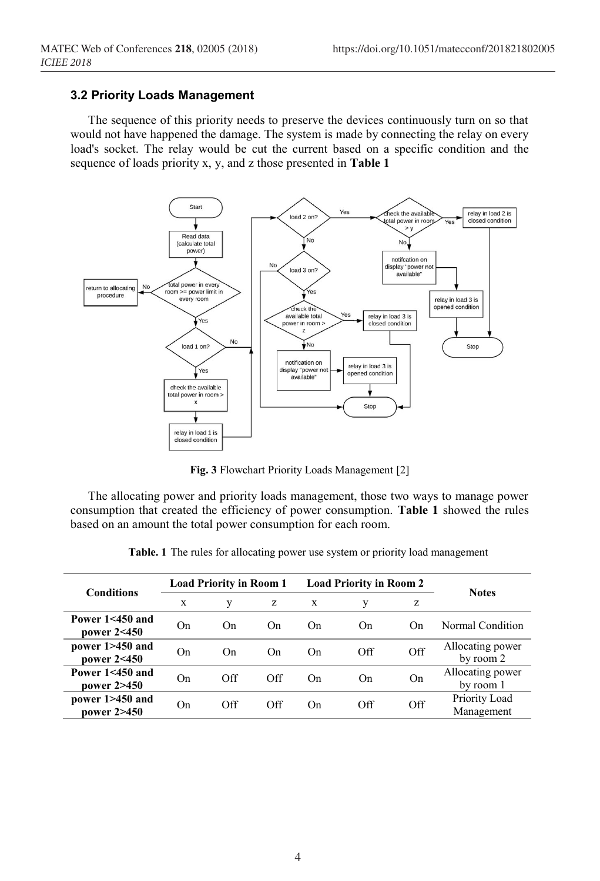### 3.2 Priority Loads Management

The sequence of this priority needs to preserve the devices continuously turn on so that would not have happened the damage. The system is made by connecting the relay on every load's socket. The relay would be cut the current based on a specific condition and the sequence of loads priority x, y, and z those presented in **Table 1**

**Fig. 3** Flowchart Priority Loads Management [2]

The allocating power and priority loads management, those two ways to manage power consumption that created the efficiency of power consumption. **Table 1** showed the rules based on an amount the total power consumption for each room.

**Table. 1** The rules for allocating power use system or priority load management

| Conditions | Load Priority in Room 1 | | | Load Priority in Room 2 | | | Notes |
|---|---|---|---|---|---|---|---|
| | x | y | z | x | y | z | |
| **Power 1<450 and power 2<450** | On | On | On | On | On | On | Normal Condition |
| **power 1>450 and power 2<450** | On | On | On | On | Off | Off | Allocating power by room 2 |
| **Power 1<450 and power 2>450** | On | Off | Off | On | On | On | Allocating power by room 1 |
| **power 1>450 and power 2>450** | On | Off | Off | On | Off | Off | Priority Load Management |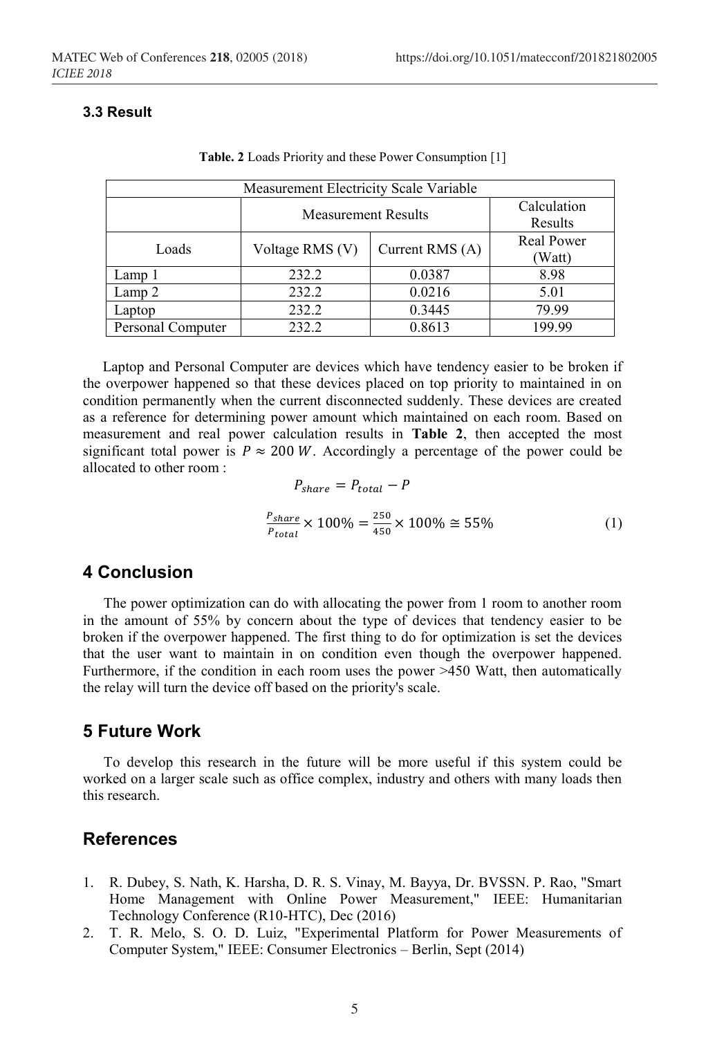### 3.3 Result

**Table. 2** Loads Priority and these Power Consumption [1]

| Measurement Electricity Scale Variable | | | |
|---|---|---|---|
| | Measurement Results | | Calculation Results |
| Loads | Voltage RMS (V) | Current RMS (A) | Real Power (Watt) |
| Lamp 1 | 232.2 | 0.0387 | 8.98 |
| Lamp 2 | 232.2 | 0.0216 | 5.01 |
| Laptop | 232.2 | 0.3445 | 79.99 |
| Personal Computer | 232.2 | 0.8613 | 199.99 |

Laptop and Personal Computer are devices which have tendency easier to be broken if the overpower happened so that these devices placed on top priority to maintained in on condition permanently when the current disconnected suddenly. These devices are created as a reference for determining power amount which maintained on each room. Based on measurement and real power calculation results in **Table 2**, then accepted the most significant total power is $P \approx 200\ W$. Accordingly a percentage of the power could be allocated to other room :

$$P_{share} = P_{total} - P$$

$$\frac{P_{share}}{P_{total}} \times 100\% = \frac{250}{450} \times 100\% \cong 55\% \tag{1}$$

## 4 Conclusion

The power optimization can do with allocating the power from 1 room to another room in the amount of 55% by concern about the type of devices that tendency easier to be broken if the overpower happened. The first thing to do for optimization is set the devices that the user want to maintain in on condition even though the overpower happened. Furthermore, if the condition in each room uses the power >450 Watt, then automatically the relay will turn the device off based on the priority's scale.

## 5 Future Work

To develop this research in the future will be more useful if this system could be worked on a larger scale such as office complex, industry and others with many loads then this research.

## References

1. R. Dubey, S. Nath, K. Harsha, D. R. S. Vinay, M. Bayya, Dr. BVSSN. P. Rao, "Smart Home Management with Online Power Measurement," IEEE: Humanitarian Technology Conference (R10-HTC), Dec (2016)
2. T. R. Melo, S. O. D. Luiz, "Experimental Platform for Power Measurements of Computer System," IEEE: Consumer Electronics – Berlin, Sept (2014)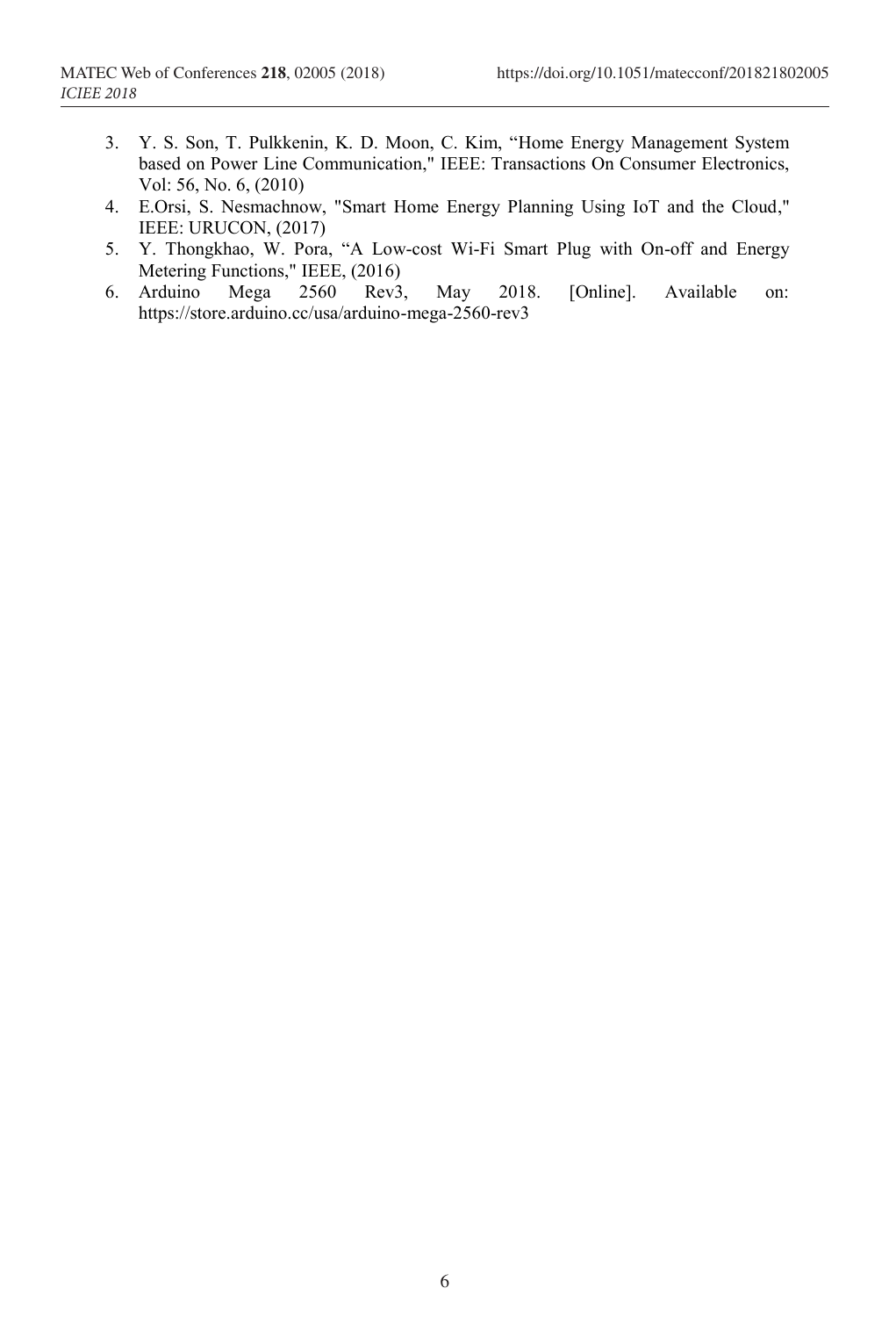3. Y. S. Son, T. Pulkkenin, K. D. Moon, C. Kim, "Home Energy Management System based on Power Line Communication," IEEE: Transactions On Consumer Electronics, Vol: 56, No. 6, (2010)
4. E.Orsi, S. Nesmachnow, "Smart Home Energy Planning Using IoT and the Cloud," IEEE: URUCON, (2017)
5. Y. Thongkhao, W. Pora, "A Low-cost Wi-Fi Smart Plug with On-off and Energy Metering Functions," IEEE, (2016)
6. Arduino Mega 2560 Rev3, May 2018. [Online]. Available on: https://store.arduino.cc/usa/arduino-mega-2560-rev3